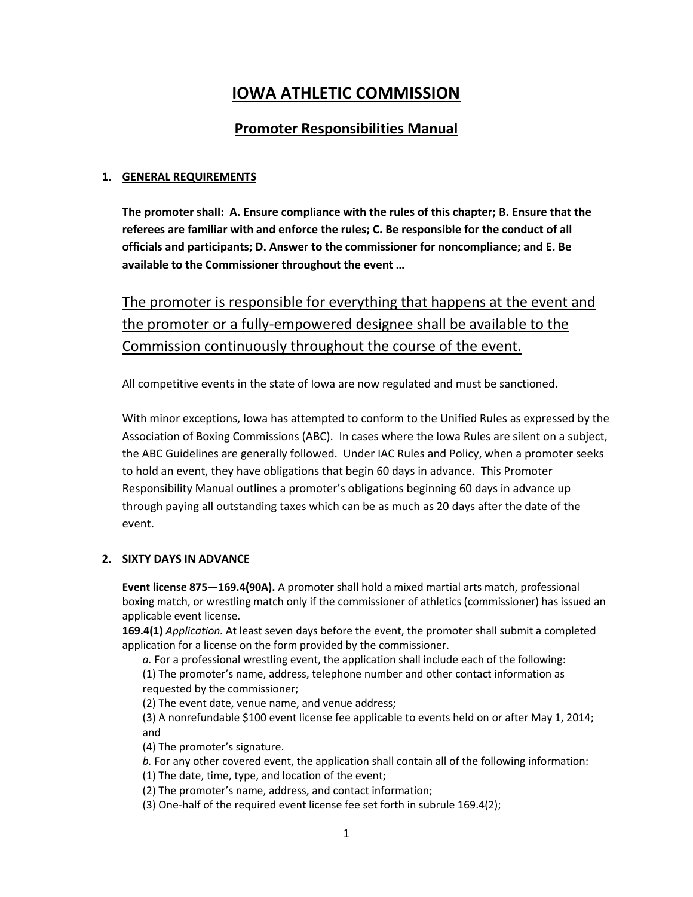# IOWA ATHLETIC COMMISSION

## Promoter Responsibilities Manual

### 1. GENERAL REQUIREMENTS

**The promoter shall: A. Ensure compliance with the rules of this chapter; B. Ensure that the referees are familiar with and enforce the rules; C. Be responsible for the conduct of all officials and participants; D. Answer to the commissioner for noncompliance; and E. Be available to the Commissioner throughout the event …**

<u>The promoter is responsible for everything that happens at the event and the promoter or a fully-empowered designee shall be available to the Commission continuously throughout the course of the event.</u>

All competitive events in the state of Iowa are now regulated and must be sanctioned.

With minor exceptions, Iowa has attempted to conform to the Unified Rules as expressed by the Association of Boxing Commissions (ABC). In cases where the Iowa Rules are silent on a subject, the ABC Guidelines are generally followed. Under IAC Rules and Policy, when a promoter seeks to hold an event, they have obligations that begin 60 days in advance. This Promoter Responsibility Manual outlines a promoter's obligations beginning 60 days in advance up through paying all outstanding taxes which can be as much as 20 days after the date of the event.

### 2. SIXTY DAYS IN ADVANCE

**Event license 875—169.4(90A).** A promoter shall hold a mixed martial arts match, professional boxing match, or wrestling match only if the commissioner of athletics (commissioner) has issued an applicable event license.

**169.4(1)** *Application.* At least seven days before the event, the promoter shall submit a completed application for a license on the form provided by the commissioner.

*a.* For a professional wrestling event, the application shall include each of the following:

(1) The promoter's name, address, telephone number and other contact information as requested by the commissioner;

(2) The event date, venue name, and venue address;

(3) A nonrefundable $100 event license fee applicable to events held on or after May 1, 2014; and

(4) The promoter's signature.

*b.* For any other covered event, the application shall contain all of the following information:

(1) The date, time, type, and location of the event;

(2) The promoter's name, address, and contact information;

(3) One-half of the required event license fee set forth in subrule 169.4(2);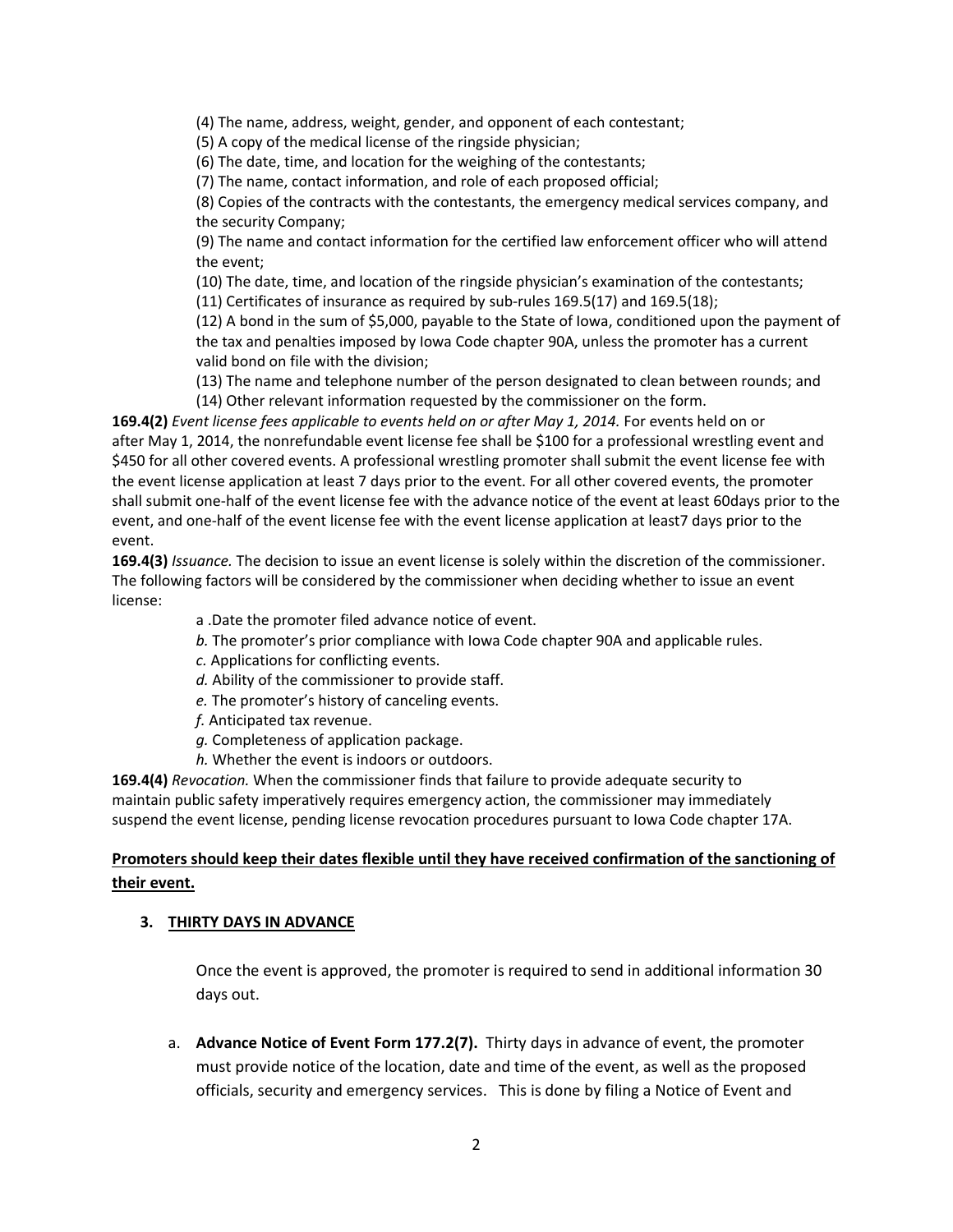(4) The name, address, weight, gender, and opponent of each contestant;

(5) A copy of the medical license of the ringside physician;

(6) The date, time, and location for the weighing of the contestants;

(7) The name, contact information, and role of each proposed official;

(8) Copies of the contracts with the contestants, the emergency medical services company, and the security Company;

(9) The name and contact information for the certified law enforcement officer who will attend the event;

(10) The date, time, and location of the ringside physician's examination of the contestants;

(11) Certificates of insurance as required by sub-rules 169.5(17) and 169.5(18);

(12) A bond in the sum of $5,000, payable to the State of Iowa, conditioned upon the payment of the tax and penalties imposed by Iowa Code chapter 90A, unless the promoter has a current valid bond on file with the division;

(13) The name and telephone number of the person designated to clean between rounds; and

(14) Other relevant information requested by the commissioner on the form.

**169.4(2)** *Event license fees applicable to events held on or after May 1, 2014.* For events held on or after May 1, 2014, the nonrefundable event license fee shall be $100 for a professional wrestling event and $450 for all other covered events. A professional wrestling promoter shall submit the event license fee with the event license application at least 7 days prior to the event. For all other covered events, the promoter shall submit one-half of the event license fee with the advance notice of the event at least 60days prior to the event, and one-half of the event license fee with the event license application at least7 days prior to the event.

**169.4(3)** *Issuance.* The decision to issue an event license is solely within the discretion of the commissioner. The following factors will be considered by the commissioner when deciding whether to issue an event license:

a .Date the promoter filed advance notice of event.

*b.* The promoter's prior compliance with Iowa Code chapter 90A and applicable rules.

*c.* Applications for conflicting events.

*d.* Ability of the commissioner to provide staff.

*e.* The promoter's history of canceling events.

*f.* Anticipated tax revenue.

*g.* Completeness of application package.

*h.* Whether the event is indoors or outdoors.

**169.4(4)** *Revocation.* When the commissioner finds that failure to provide adequate security to maintain public safety imperatively requires emergency action, the commissioner may immediately suspend the event license, pending license revocation procedures pursuant to Iowa Code chapter 17A.

**Promoters should keep their dates flexible until they have received confirmation of the sanctioning of their event.**

### 3. THIRTY DAYS IN ADVANCE

Once the event is approved, the promoter is required to send in additional information 30 days out.

a. **Advance Notice of Event Form 177.2(7).** Thirty days in advance of event, the promoter must provide notice of the location, date and time of the event, as well as the proposed officials, security and emergency services. This is done by filing a Notice of Event and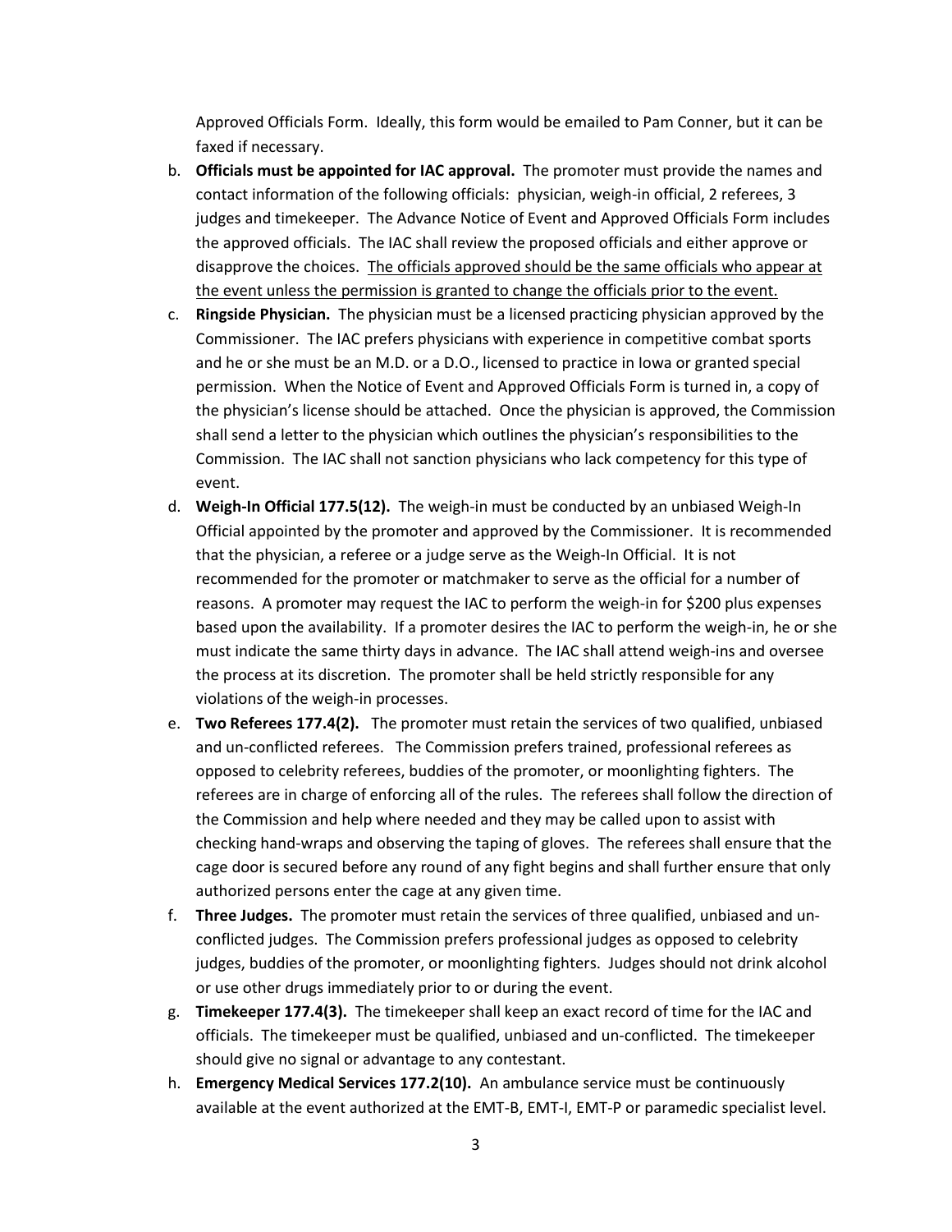Approved Officials Form. Ideally, this form would be emailed to Pam Conner, but it can be faxed if necessary.

b. **Officials must be appointed for IAC approval.** The promoter must provide the names and contact information of the following officials: physician, weigh-in official, 2 referees, 3 judges and timekeeper. The Advance Notice of Event and Approved Officials Form includes the approved officials. The IAC shall review the proposed officials and either approve or disapprove the choices. <u>The officials approved should be the same officials who appear at the event unless the permission is granted to change the officials prior to the event.</u>

c. **Ringside Physician.** The physician must be a licensed practicing physician approved by the Commissioner. The IAC prefers physicians with experience in competitive combat sports and he or she must be an M.D. or a D.O., licensed to practice in Iowa or granted special permission. When the Notice of Event and Approved Officials Form is turned in, a copy of the physician's license should be attached. Once the physician is approved, the Commission shall send a letter to the physician which outlines the physician's responsibilities to the Commission. The IAC shall not sanction physicians who lack competency for this type of event.

d. **Weigh-In Official 177.5(12).** The weigh-in must be conducted by an unbiased Weigh-In Official appointed by the promoter and approved by the Commissioner. It is recommended that the physician, a referee or a judge serve as the Weigh-In Official. It is not recommended for the promoter or matchmaker to serve as the official for a number of reasons. A promoter may request the IAC to perform the weigh-in for $200 plus expenses based upon the availability. If a promoter desires the IAC to perform the weigh-in, he or she must indicate the same thirty days in advance. The IAC shall attend weigh-ins and oversee the process at its discretion. The promoter shall be held strictly responsible for any violations of the weigh-in processes.

e. **Two Referees 177.4(2).** The promoter must retain the services of two qualified, unbiased and un-conflicted referees. The Commission prefers trained, professional referees as opposed to celebrity referees, buddies of the promoter, or moonlighting fighters. The referees are in charge of enforcing all of the rules. The referees shall follow the direction of the Commission and help where needed and they may be called upon to assist with checking hand-wraps and observing the taping of gloves. The referees shall ensure that the cage door is secured before any round of any fight begins and shall further ensure that only authorized persons enter the cage at any given time.

f. **Three Judges.** The promoter must retain the services of three qualified, unbiased and un-conflicted judges. The Commission prefers professional judges as opposed to celebrity judges, buddies of the promoter, or moonlighting fighters. Judges should not drink alcohol or use other drugs immediately prior to or during the event.

g. **Timekeeper 177.4(3).** The timekeeper shall keep an exact record of time for the IAC and officials. The timekeeper must be qualified, unbiased and un-conflicted. The timekeeper should give no signal or advantage to any contestant.

h. **Emergency Medical Services 177.2(10).** An ambulance service must be continuously available at the event authorized at the EMT-B, EMT-I, EMT-P or paramedic specialist level.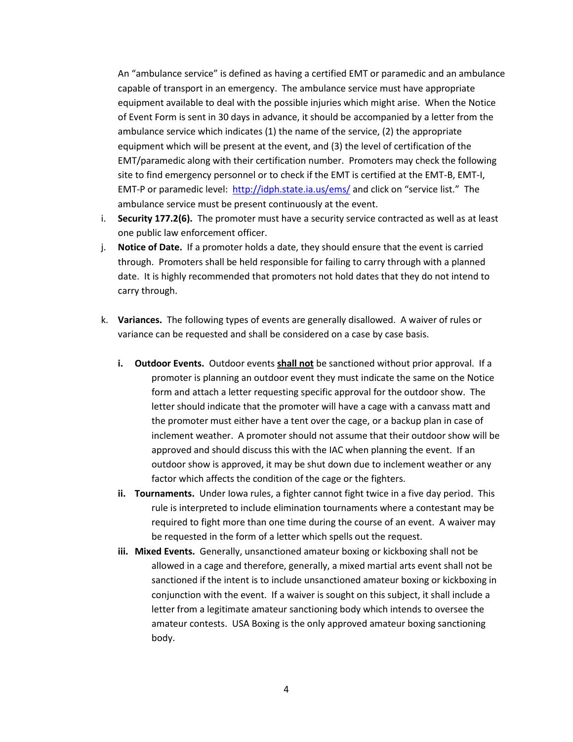An "ambulance service" is defined as having a certified EMT or paramedic and an ambulance capable of transport in an emergency. The ambulance service must have appropriate equipment available to deal with the possible injuries which might arise. When the Notice of Event Form is sent in 30 days in advance, it should be accompanied by a letter from the ambulance service which indicates (1) the name of the service, (2) the appropriate equipment which will be present at the event, and (3) the level of certification of the EMT/paramedic along with their certification number. Promoters may check the following site to find emergency personnel or to check if the EMT is certified at the EMT-B, EMT-I, EMT-P or paramedic level: [http://idph.state.ia.us/ems/](http://idph.state.ia.us/ems/) and click on "service list." The ambulance service must be present continuously at the event.

i. **Security 177.2(6).** The promoter must have a security service contracted as well as at least one public law enforcement officer.

j. **Notice of Date.** If a promoter holds a date, they should ensure that the event is carried through. Promoters shall be held responsible for failing to carry through with a planned date. It is highly recommended that promoters not hold dates that they do not intend to carry through.

k. **Variances.** The following types of events are generally disallowed. A waiver of rules or variance can be requested and shall be considered on a case by case basis.

   **i. Outdoor Events.** Outdoor events **shall not** be sanctioned without prior approval. If a promoter is planning an outdoor event they must indicate the same on the Notice form and attach a letter requesting specific approval for the outdoor show. The letter should indicate that the promoter will have a cage with a canvass matt and the promoter must either have a tent over the cage, or a backup plan in case of inclement weather. A promoter should not assume that their outdoor show will be approved and should discuss this with the IAC when planning the event. If an outdoor show is approved, it may be shut down due to inclement weather or any factor which affects the condition of the cage or the fighters.

   **ii. Tournaments.** Under Iowa rules, a fighter cannot fight twice in a five day period. This rule is interpreted to include elimination tournaments where a contestant may be required to fight more than one time during the course of an event. A waiver may be requested in the form of a letter which spells out the request.

   **iii. Mixed Events.** Generally, unsanctioned amateur boxing or kickboxing shall not be allowed in a cage and therefore, generally, a mixed martial arts event shall not be sanctioned if the intent is to include unsanctioned amateur boxing or kickboxing in conjunction with the event. If a waiver is sought on this subject, it shall include a letter from a legitimate amateur sanctioning body which intends to oversee the amateur contests. USA Boxing is the only approved amateur boxing sanctioning body.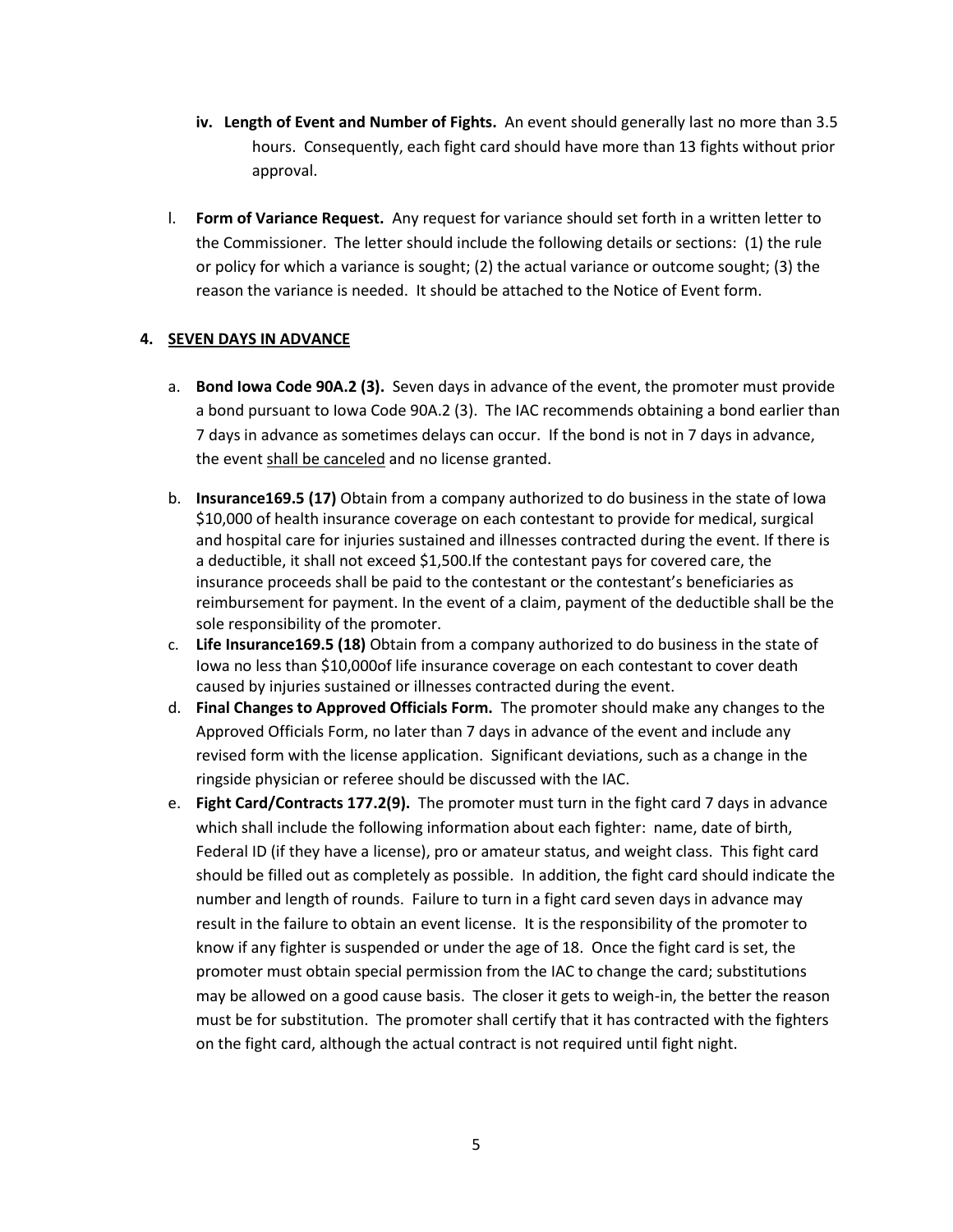iv. **Length of Event and Number of Fights.** An event should generally last no more than 3.5 hours. Consequently, each fight card should have more than 13 fights without prior approval.

l. **Form of Variance Request.** Any request for variance should set forth in a written letter to the Commissioner. The letter should include the following details or sections: (1) the rule or policy for which a variance is sought; (2) the actual variance or outcome sought; (3) the reason the variance is needed. It should be attached to the Notice of Event form.

## 4. SEVEN DAYS IN ADVANCE

a. **Bond Iowa Code 90A.2 (3).** Seven days in advance of the event, the promoter must provide a bond pursuant to Iowa Code 90A.2 (3). The IAC recommends obtaining a bond earlier than 7 days in advance as sometimes delays can occur. If the bond is not in 7 days in advance, the event shall be canceled and no license granted.

b. **Insurance169.5 (17)** Obtain from a company authorized to do business in the state of Iowa \$10,000 of health insurance coverage on each contestant to provide for medical, surgical and hospital care for injuries sustained and illnesses contracted during the event. If there is a deductible, it shall not exceed \$1,500.If the contestant pays for covered care, the insurance proceeds shall be paid to the contestant or the contestant's beneficiaries as reimbursement for payment. In the event of a claim, payment of the deductible shall be the sole responsibility of the promoter.

c. **Life Insurance169.5 (18)** Obtain from a company authorized to do business in the state of Iowa no less than \$10,000of life insurance coverage on each contestant to cover death caused by injuries sustained or illnesses contracted during the event.

d. **Final Changes to Approved Officials Form.** The promoter should make any changes to the Approved Officials Form, no later than 7 days in advance of the event and include any revised form with the license application. Significant deviations, such as a change in the ringside physician or referee should be discussed with the IAC.

e. **Fight Card/Contracts 177.2(9).** The promoter must turn in the fight card 7 days in advance which shall include the following information about each fighter: name, date of birth, Federal ID (if they have a license), pro or amateur status, and weight class. This fight card should be filled out as completely as possible. In addition, the fight card should indicate the number and length of rounds. Failure to turn in a fight card seven days in advance may result in the failure to obtain an event license. It is the responsibility of the promoter to know if any fighter is suspended or under the age of 18. Once the fight card is set, the promoter must obtain special permission from the IAC to change the card; substitutions may be allowed on a good cause basis. The closer it gets to weigh-in, the better the reason must be for substitution. The promoter shall certify that it has contracted with the fighters on the fight card, although the actual contract is not required until fight night.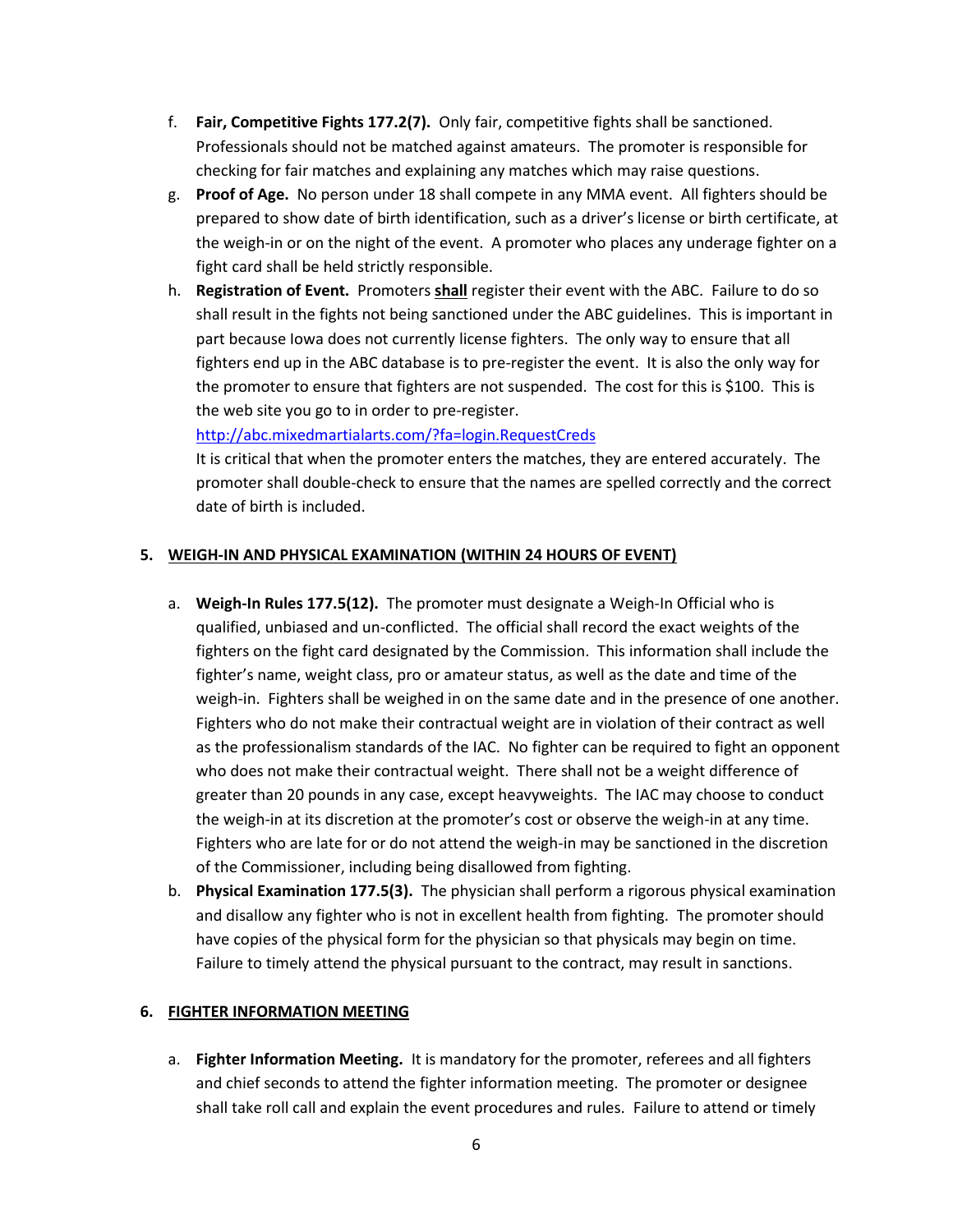f. **Fair, Competitive Fights 177.2(7).** Only fair, competitive fights shall be sanctioned. Professionals should not be matched against amateurs. The promoter is responsible for checking for fair matches and explaining any matches which may raise questions.

g. **Proof of Age.** No person under 18 shall compete in any MMA event. All fighters should be prepared to show date of birth identification, such as a driver's license or birth certificate, at the weigh-in or on the night of the event. A promoter who places any underage fighter on a fight card shall be held strictly responsible.

h. **Registration of Event.** Promoters **shall** register their event with the ABC. Failure to do so shall result in the fights not being sanctioned under the ABC guidelines. This is important in part because Iowa does not currently license fighters. The only way to ensure that all fighters end up in the ABC database is to pre-register the event. It is also the only way for the promoter to ensure that fighters are not suspended. The cost for this is $100. This is the web site you go to in order to pre-register.

   http://abc.mixedmartialarts.com/?fa=login.RequestCreds

   It is critical that when the promoter enters the matches, they are entered accurately. The promoter shall double-check to ensure that the names are spelled correctly and the correct date of birth is included.

## 5. WEIGH-IN AND PHYSICAL EXAMINATION (WITHIN 24 HOURS OF EVENT)

a. **Weigh-In Rules 177.5(12).** The promoter must designate a Weigh-In Official who is qualified, unbiased and un-conflicted. The official shall record the exact weights of the fighters on the fight card designated by the Commission. This information shall include the fighter's name, weight class, pro or amateur status, as well as the date and time of the weigh-in. Fighters shall be weighed in on the same date and in the presence of one another. Fighters who do not make their contractual weight are in violation of their contract as well as the professionalism standards of the IAC. No fighter can be required to fight an opponent who does not make their contractual weight. There shall not be a weight difference of greater than 20 pounds in any case, except heavyweights. The IAC may choose to conduct the weigh-in at its discretion at the promoter's cost or observe the weigh-in at any time. Fighters who are late for or do not attend the weigh-in may be sanctioned in the discretion of the Commissioner, including being disallowed from fighting.

b. **Physical Examination 177.5(3).** The physician shall perform a rigorous physical examination and disallow any fighter who is not in excellent health from fighting. The promoter should have copies of the physical form for the physician so that physicals may begin on time. Failure to timely attend the physical pursuant to the contract, may result in sanctions.

## 6. FIGHTER INFORMATION MEETING

a. **Fighter Information Meeting.** It is mandatory for the promoter, referees and all fighters and chief seconds to attend the fighter information meeting. The promoter or designee shall take roll call and explain the event procedures and rules. Failure to attend or timely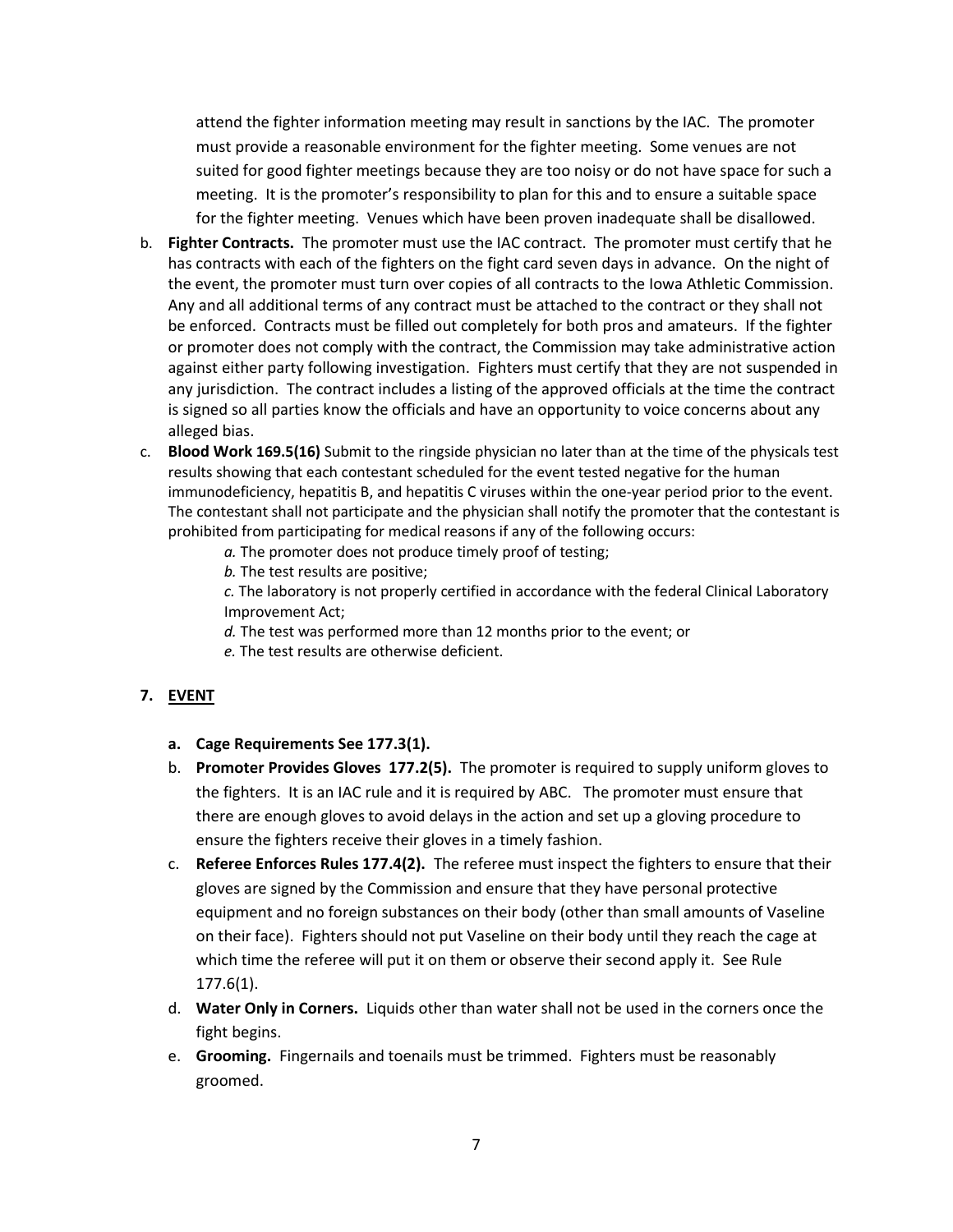attend the fighter information meeting may result in sanctions by the IAC. The promoter must provide a reasonable environment for the fighter meeting. Some venues are not suited for good fighter meetings because they are too noisy or do not have space for such a meeting. It is the promoter's responsibility to plan for this and to ensure a suitable space for the fighter meeting. Venues which have been proven inadequate shall be disallowed.

b. **Fighter Contracts.** The promoter must use the IAC contract. The promoter must certify that he has contracts with each of the fighters on the fight card seven days in advance. On the night of the event, the promoter must turn over copies of all contracts to the Iowa Athletic Commission. Any and all additional terms of any contract must be attached to the contract or they shall not be enforced. Contracts must be filled out completely for both pros and amateurs. If the fighter or promoter does not comply with the contract, the Commission may take administrative action against either party following investigation. Fighters must certify that they are not suspended in any jurisdiction. The contract includes a listing of the approved officials at the time the contract is signed so all parties know the officials and have an opportunity to voice concerns about any alleged bias.

c. **Blood Work 169.5(16)** Submit to the ringside physician no later than at the time of the physicals test results showing that each contestant scheduled for the event tested negative for the human immunodeficiency, hepatitis B, and hepatitis C viruses within the one-year period prior to the event. The contestant shall not participate and the physician shall notify the promoter that the contestant is prohibited from participating for medical reasons if any of the following occurs:

    *a.* The promoter does not produce timely proof of testing;

    *b.* The test results are positive;

    *c.* The laboratory is not properly certified in accordance with the federal Clinical Laboratory Improvement Act;

    *d.* The test was performed more than 12 months prior to the event; or

    *e.* The test results are otherwise deficient.

## 7. EVENT

a. **Cage Requirements See 177.3(1).**

b. **Promoter Provides Gloves 177.2(5).** The promoter is required to supply uniform gloves to the fighters. It is an IAC rule and it is required by ABC. The promoter must ensure that there are enough gloves to avoid delays in the action and set up a gloving procedure to ensure the fighters receive their gloves in a timely fashion.

c. **Referee Enforces Rules 177.4(2).** The referee must inspect the fighters to ensure that their gloves are signed by the Commission and ensure that they have personal protective equipment and no foreign substances on their body (other than small amounts of Vaseline on their face). Fighters should not put Vaseline on their body until they reach the cage at which time the referee will put it on them or observe their second apply it. See Rule 177.6(1).

d. **Water Only in Corners.** Liquids other than water shall not be used in the corners once the fight begins.

e. **Grooming.** Fingernails and toenails must be trimmed. Fighters must be reasonably groomed.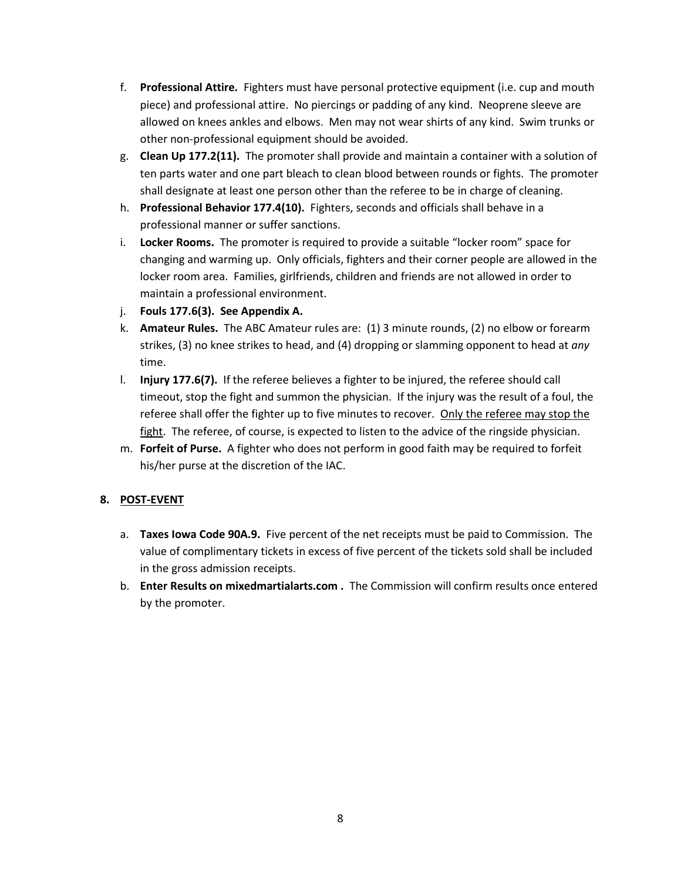f. **Professional Attire.** Fighters must have personal protective equipment (i.e. cup and mouth piece) and professional attire. No piercings or padding of any kind. Neoprene sleeve are allowed on knees ankles and elbows. Men may not wear shirts of any kind. Swim trunks or other non-professional equipment should be avoided.

g. **Clean Up 177.2(11).** The promoter shall provide and maintain a container with a solution of ten parts water and one part bleach to clean blood between rounds or fights. The promoter shall designate at least one person other than the referee to be in charge of cleaning.

h. **Professional Behavior 177.4(10).** Fighters, seconds and officials shall behave in a professional manner or suffer sanctions.

i. **Locker Rooms.** The promoter is required to provide a suitable "locker room" space for changing and warming up. Only officials, fighters and their corner people are allowed in the locker room area. Families, girlfriends, children and friends are not allowed in order to maintain a professional environment.

j. **Fouls 177.6(3). See Appendix A.**

k. **Amateur Rules.** The ABC Amateur rules are: (1) 3 minute rounds, (2) no elbow or forearm strikes, (3) no knee strikes to head, and (4) dropping or slamming opponent to head at *any* time.

l. **Injury 177.6(7).** If the referee believes a fighter to be injured, the referee should call timeout, stop the fight and summon the physician. If the injury was the result of a foul, the referee shall offer the fighter up to five minutes to recover. <u>Only the referee may stop the fight</u>. The referee, of course, is expected to listen to the advice of the ringside physician.

m. **Forfeit of Purse.** A fighter who does not perform in good faith may be required to forfeit his/her purse at the discretion of the IAC.

## 8. <u>POST-EVENT</u>

a. **Taxes Iowa Code 90A.9.** Five percent of the net receipts must be paid to Commission. The value of complimentary tickets in excess of five percent of the tickets sold shall be included in the gross admission receipts.

b. **Enter Results on mixedmartialarts.com .** The Commission will confirm results once entered by the promoter.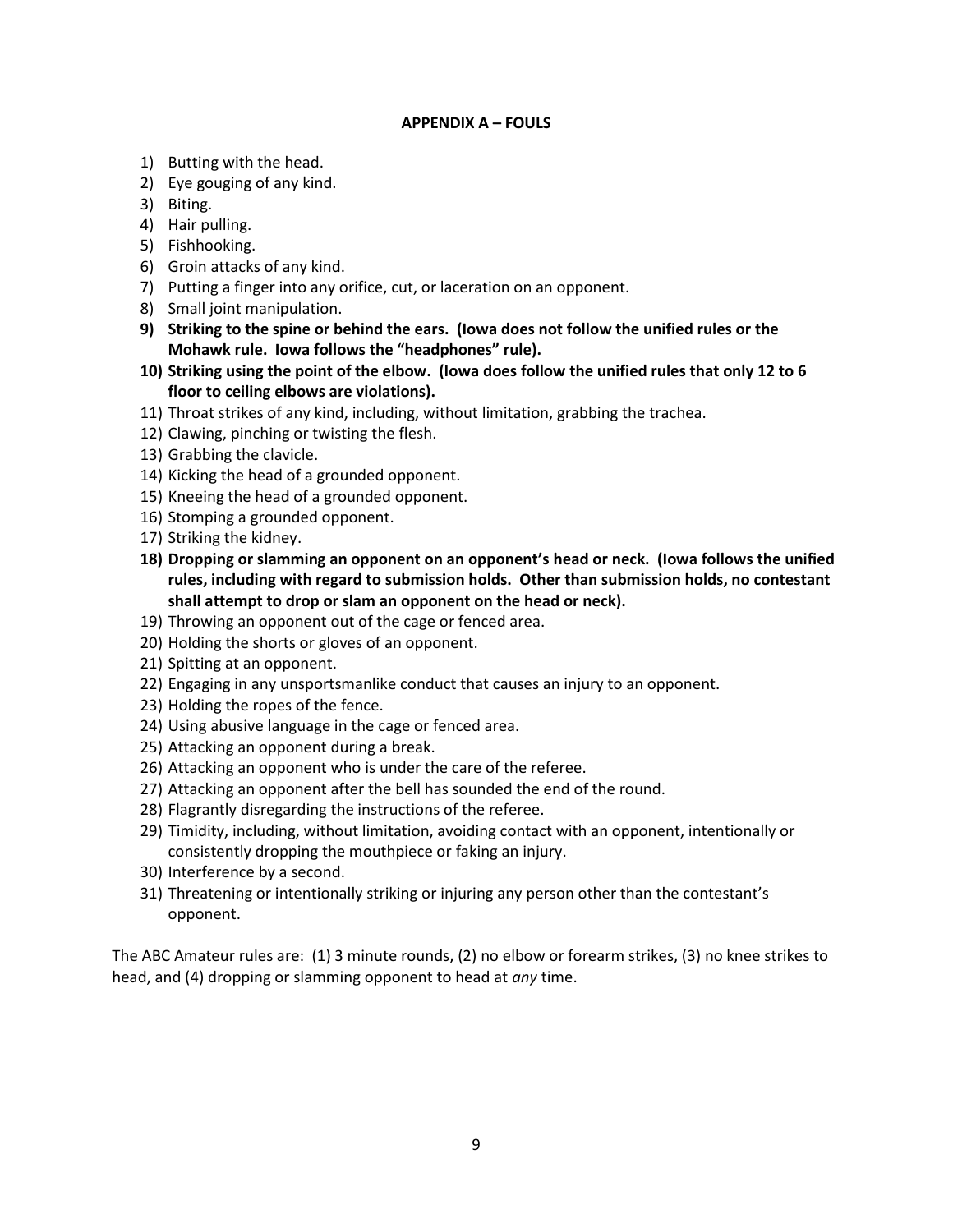**APPENDIX A – FOULS**

1) Butting with the head.
2) Eye gouging of any kind.
3) Biting.
4) Hair pulling.
5) Fishhooking.
6) Groin attacks of any kind.
7) Putting a finger into any orifice, cut, or laceration on an opponent.
8) Small joint manipulation.
9) **Striking to the spine or behind the ears. (Iowa does not follow the unified rules or the Mohawk rule. Iowa follows the "headphones" rule).**
10) **Striking using the point of the elbow. (Iowa does follow the unified rules that only 12 to 6 floor to ceiling elbows are violations).**
11) Throat strikes of any kind, including, without limitation, grabbing the trachea.
12) Clawing, pinching or twisting the flesh.
13) Grabbing the clavicle.
14) Kicking the head of a grounded opponent.
15) Kneeing the head of a grounded opponent.
16) Stomping a grounded opponent.
17) Striking the kidney.
18) **Dropping or slamming an opponent on an opponent's head or neck. (Iowa follows the unified rules, including with regard to submission holds. Other than submission holds, no contestant shall attempt to drop or slam an opponent on the head or neck).**
19) Throwing an opponent out of the cage or fenced area.
20) Holding the shorts or gloves of an opponent.
21) Spitting at an opponent.
22) Engaging in any unsportsmanlike conduct that causes an injury to an opponent.
23) Holding the ropes of the fence.
24) Using abusive language in the cage or fenced area.
25) Attacking an opponent during a break.
26) Attacking an opponent who is under the care of the referee.
27) Attacking an opponent after the bell has sounded the end of the round.
28) Flagrantly disregarding the instructions of the referee.
29) Timidity, including, without limitation, avoiding contact with an opponent, intentionally or consistently dropping the mouthpiece or faking an injury.
30) Interference by a second.
31) Threatening or intentionally striking or injuring any person other than the contestant's opponent.

The ABC Amateur rules are: (1) 3 minute rounds, (2) no elbow or forearm strikes, (3) no knee strikes to head, and (4) dropping or slamming opponent to head at *any* time.